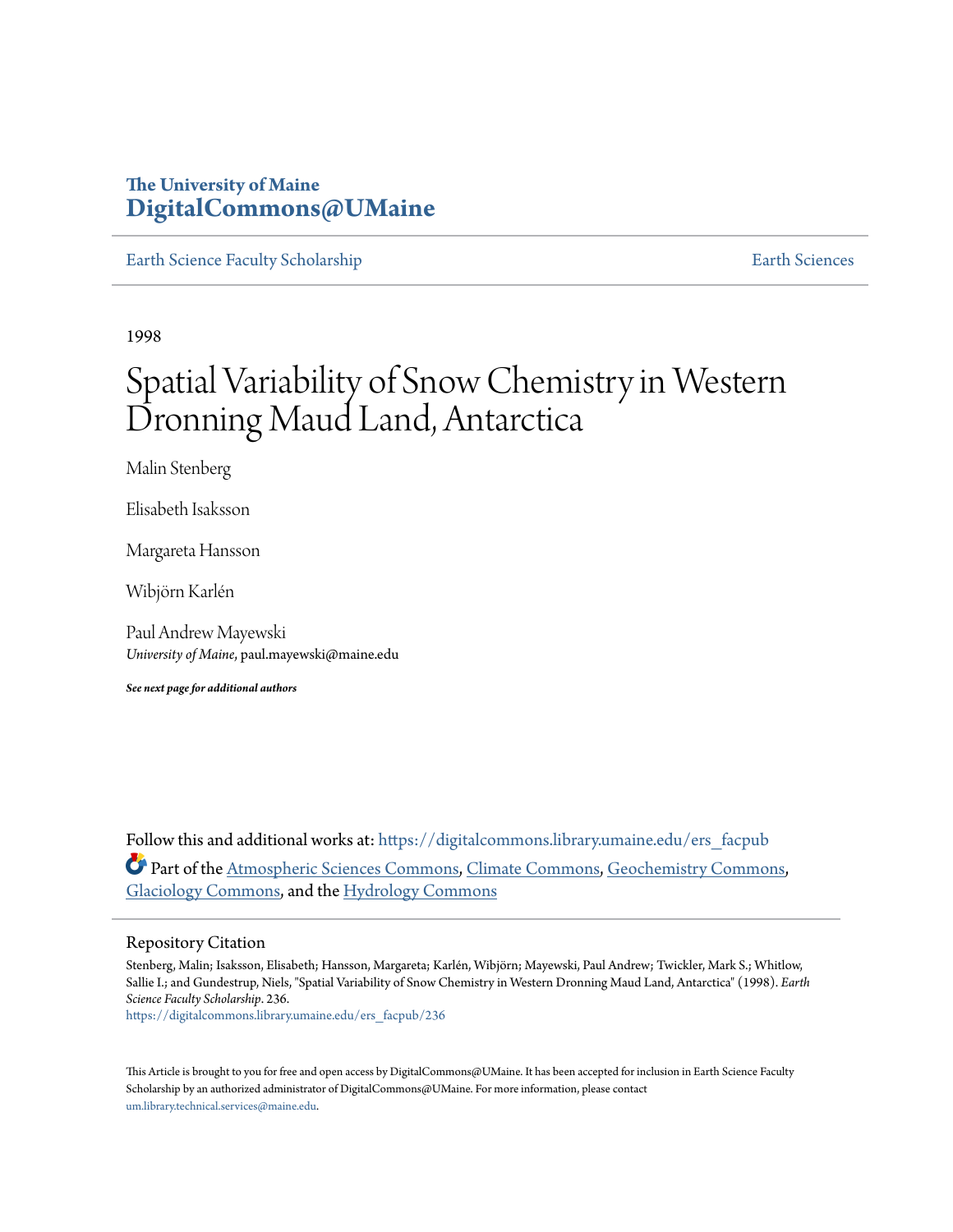The University of Maine
**DigitalCommons@UMaine**

Earth Science Faculty Scholarship | Earth Sciences

1998

# Spatial Variability of Snow Chemistry in Western Dronning Maud Land, Antarctica

Malin Stenberg

Elisabeth Isaksson

Margareta Hansson

Wibjörn Karlén

Paul Andrew Mayewski
*University of Maine*, paul.mayewski@maine.edu

***See next page for additional authors***

Follow this and additional works at: https://digitalcommons.library.umaine.edu/ers_facpub

Part of the Atmospheric Sciences Commons, Climate Commons, Geochemistry Commons, Glaciology Commons, and the Hydrology Commons

## Repository Citation

Stenberg, Malin; Isaksson, Elisabeth; Hansson, Margareta; Karlén, Wibjörn; Mayewski, Paul Andrew; Twickler, Mark S.; Whitlow, Sallie I.; and Gundestrup, Niels, "Spatial Variability of Snow Chemistry in Western Dronning Maud Land, Antarctica" (1998). *Earth Science Faculty Scholarship*. 236.
https://digitalcommons.library.umaine.edu/ers_facpub/236

This Article is brought to you for free and open access by DigitalCommons@UMaine. It has been accepted for inclusion in Earth Science Faculty Scholarship by an authorized administrator of DigitalCommons@UMaine. For more information, please contact um.library.technical.services@maine.edu.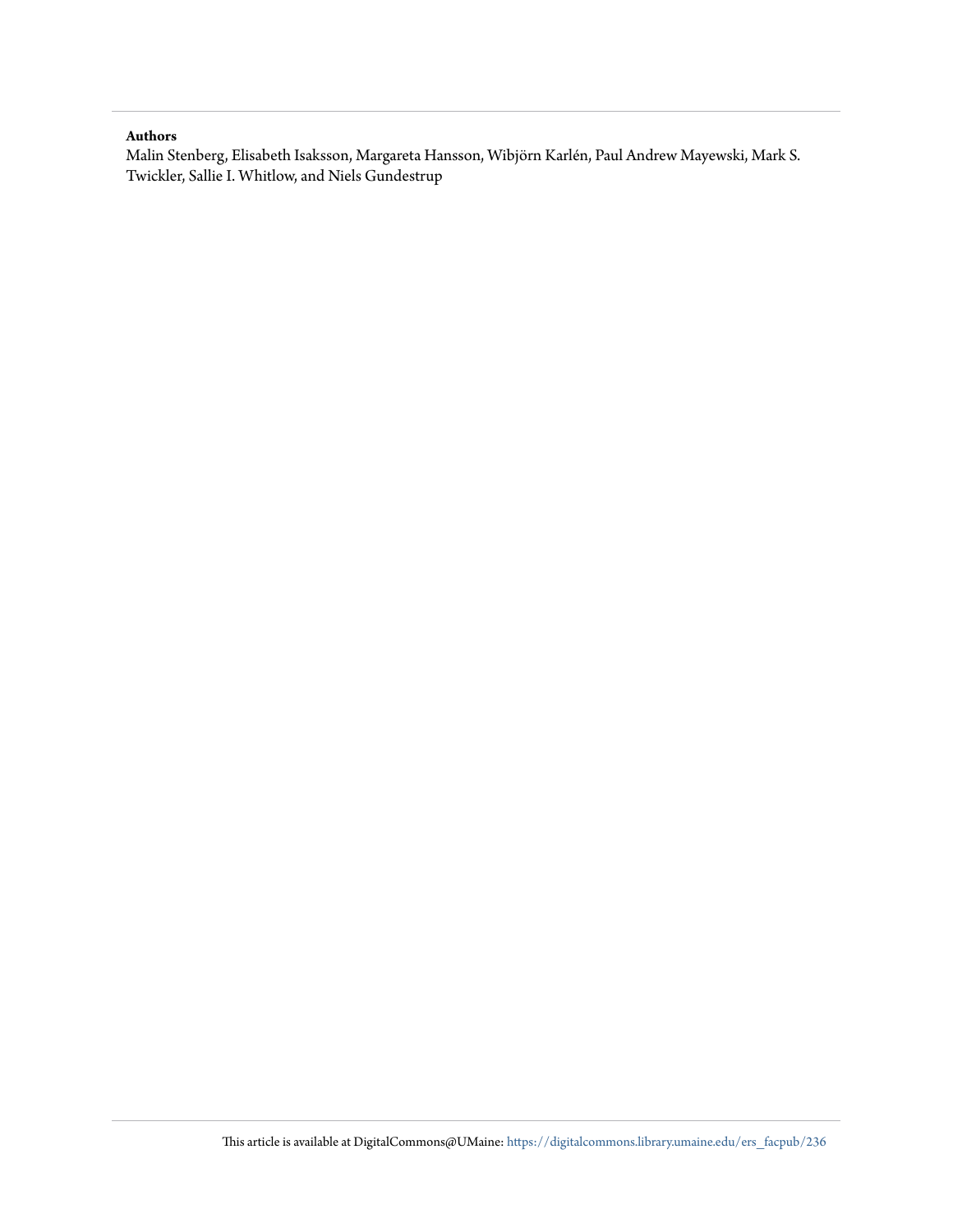**Authors**

Malin Stenberg, Elisabeth Isaksson, Margareta Hansson, Wibjörn Karlén, Paul Andrew Mayewski, Mark S. Twickler, Sallie I. Whitlow, and Niels Gundestrup

This article is available at DigitalCommons@UMaine: https://digitalcommons.library.umaine.edu/ers_facpub/236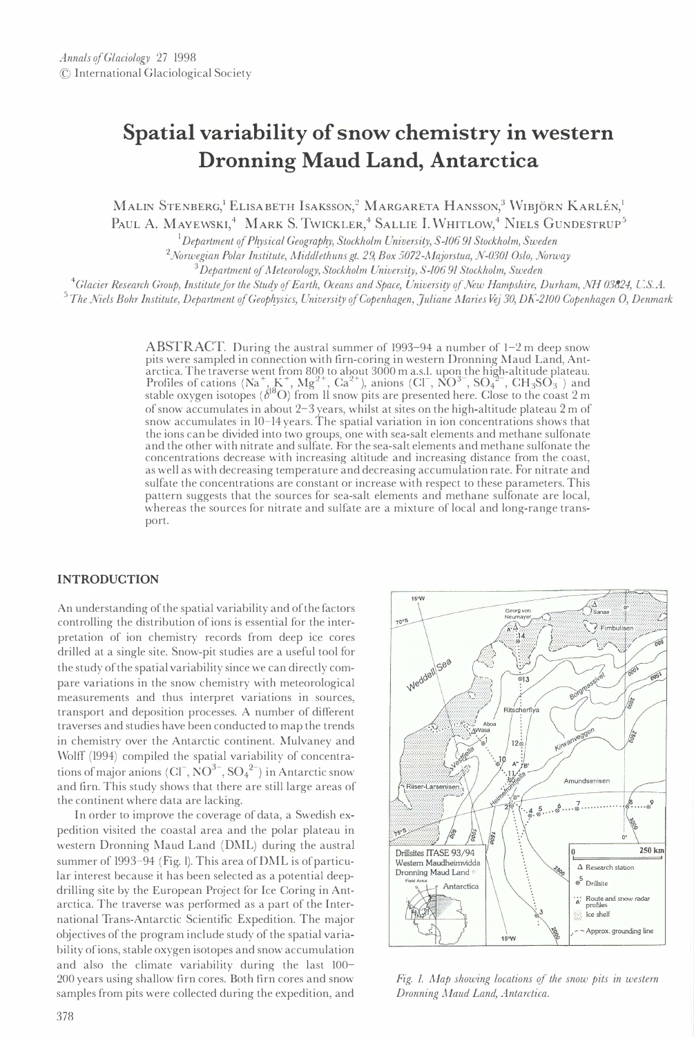*Annals of Glaciology* 27 1998
© International Glaciological Society

# Spatial variability of snow chemistry in western Dronning Maud Land, Antarctica

MALIN STENBERG,[1] ELISABETH ISAKSSON,[2] MARGARETA HANSSON,[3] WIBJÖRN KARLÉN,[1] PAUL A. MAYEWSKI,[4] MARK S. TWICKLER,[4] SALLIE I. WHITLOW,[4] NIELS GUNDESTRUP[5]

[1] *Department of Physical Geography, Stockholm University, S-106 91 Stockholm, Sweden*
[2] *Norwegian Polar Institute, Middlethuns gt. 29, Box 5072-Majorstua, N-0301 Oslo, Norway*
[3] *Department of Meteorology, Stockholm University, S-106 91 Stockholm, Sweden*
[4] *Glacier Research Group, Institute for the Study of Earth, Oceans and Space, University of New Hampshire, Durham, NH 03824, U.S.A.*
[5] *The Niels Bohr Institute, Department of Geophysics, University of Copenhagen, Juliane Maries Vej 30, DK-2100 Copenhagen O, Denmark*

ABSTRACT. During the austral summer of 1993–94 a number of 1–2 m deep snow pits were sampled in connection with firn-coring in western Dronning Maud Land, Antarctica. The traverse went from 800 to about 3000 m a.s.l. upon the high-altitude plateau. Profiles of cations ($Na^+$, $K^+$, $Mg^{2+}$, $Ca^{2+}$), anions ($Cl^-$, $NO^{3-}$, $SO_4^{2-}$, $CH_3SO_3^-$) and stable oxygen isotopes ($\delta^{18}O$) from 11 snow pits are presented here. Close to the coast 2 m of snow accumulates in about 2–3 years, whilst at sites on the high-altitude plateau 2 m of snow accumulates in 10–14 years. The spatial variation in ion concentrations shows that the ions can be divided into two groups, one with sea-salt elements and methane sulfonate and the other with nitrate and sulfate. For the sea-salt elements and methane sulfonate the concentrations decrease with increasing altitude and increasing distance from the coast, as well as with decreasing temperature and decreasing accumulation rate. For nitrate and sulfate the concentrations are constant or increase with respect to these parameters. This pattern suggests that the sources for sea-salt elements and methane sulfonate are local, whereas the sources for nitrate and sulfate are a mixture of local and long-range transport.

## INTRODUCTION

An understanding of the spatial variability and of the factors controlling the distribution of ions is essential for the interpretation of ion chemistry records from deep ice cores drilled at a single site. Snow-pit studies are a useful tool for the study of the spatial variability since we can directly compare variations in the snow chemistry with meteorological measurements and thus interpret variations in sources, transport and deposition processes. A number of different traverses and studies have been conducted to map the trends in chemistry over the Antarctic continent. Mulvaney and Wolff (1994) compiled the spatial variability of concentrations of major anions ($Cl^-$, $NO^{3-}$, $SO_4^{2-}$) in Antarctic snow and firn. This study shows that there are still large areas of the continent where data are lacking.

In order to improve the coverage of data, a Swedish expedition visited the coastal area and the polar plateau in western Dronning Maud Land (DML) during the austral summer of 1993–94 (Fig. 1). This area of DML is of particular interest because it has been selected as a potential deep-drilling site by the European Project for Ice Coring in Antarctica. The traverse was performed as a part of the International Trans-Antarctic Scientific Expedition. The major objectives of the program include study of the spatial variability of ions, stable oxygen isotopes and snow accumulation and also the climate variability during the last 100–200 years using shallow firn cores. Both firn cores and snow samples from pits were collected during the expedition, and

*Fig. 1. Map showing locations of the snow pits in western Dronning Maud Land, Antarctica.*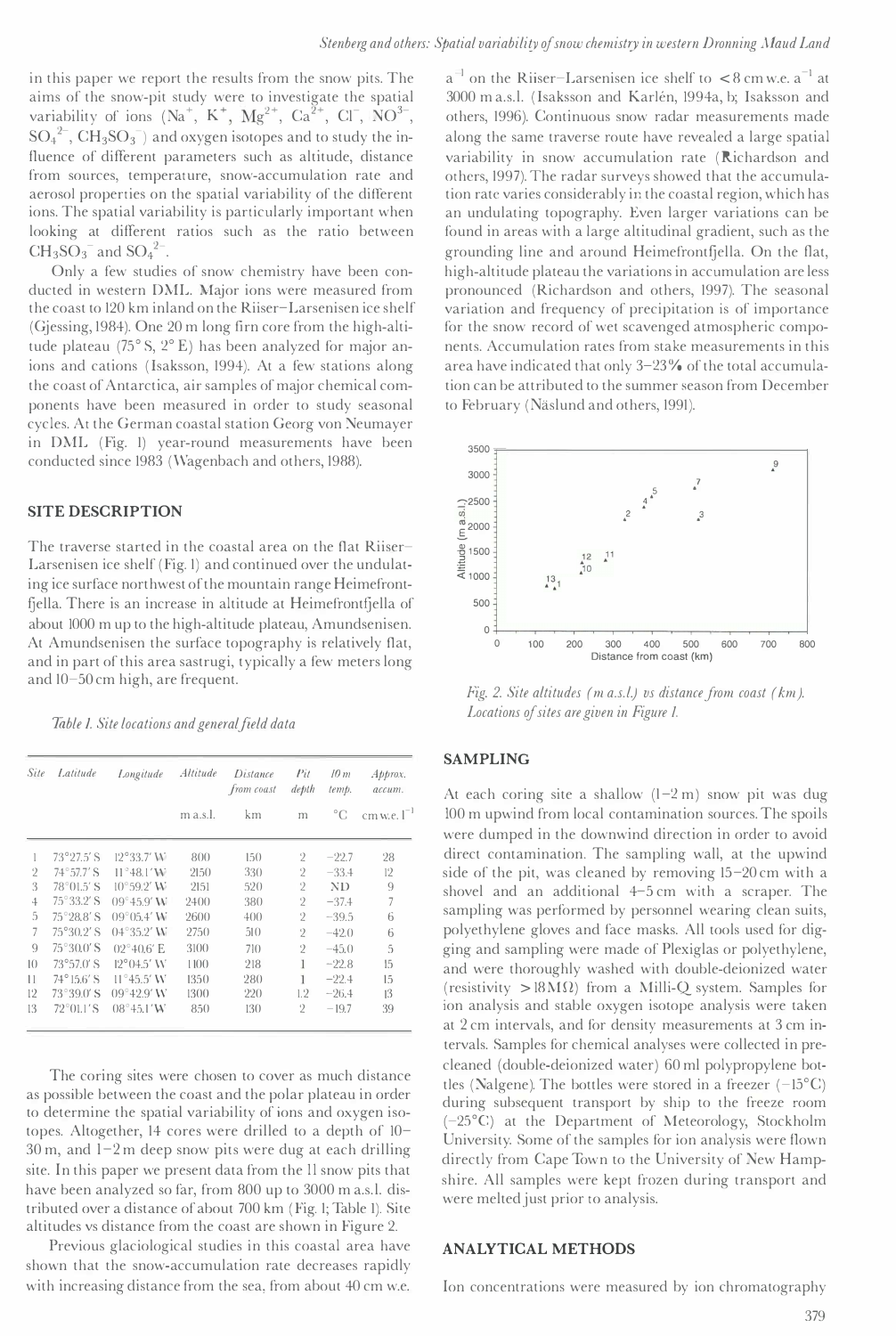in this paper we report the results from the snow pits. The aims of the snow-pit study were to investigate the spatial variability of ions ($Na^+$, $K^+$, $Mg^{2+}$, $Ca^{2+}$, $Cl^-$, $NO^{3-}$, $SO_4^{2-}$, $CH_3SO_3^-$) and oxygen isotopes and to study the influence of different parameters such as altitude, distance from sources, temperature, snow-accumulation rate and aerosol properties on the spatial variability of the different ions. The spatial variability is particularly important when looking at different ratios such as the ratio between $CH_3SO_3^-$ and $SO_4^{2-}$.

Only a few studies of snow chemistry have been conducted in western DML. Major ions were measured from the coast to 120 km inland on the Riiser–Larsenisen ice shelf (Gjessing, 1984). One 20 m long firn core from the high-altitude plateau (75° S, 2° E) has been analyzed for major anions and cations (Isaksson, 1994). At a few stations along the coast of Antarctica, air samples of major chemical components have been measured in order to study seasonal cycles. At the German coastal station Georg von Neumayer in DML (Fig. 1) year-round measurements have been conducted since 1983 (Wagenbach and others, 1988).

## SITE DESCRIPTION

The traverse started in the coastal area on the flat Riiser–Larsenisen ice shelf (Fig. 1) and continued over the undulating ice surface northwest of the mountain range Heimefrontfjella. There is an increase in altitude at Heimefrontfjella of about 1000 m up to the high-altitude plateau, Amundsenisen. At Amundsenisen the surface topography is relatively flat, and in part of this area sastrugi, typically a few meters long and 10–50 cm high, are frequent.

*Table 1. Site locations and general field data*

| Site | Latitude | Longitude | Altitude | Distance from coast | Pit depth | 10 m temp. | Approx. accum. |
|---|---|---|---|---|---|---|---|
| | | | m a.s.l. | km | m | °C | cm w.e. $l^{-1}$ |
| 1 | 73°27.5′ S | 12°33.7′ W | 800 | 150 | 2 | −22.7 | 28 |
| 2 | 74°57.7′ S | 11°48.1′ W | 2150 | 330 | 2 | −33.4 | 12 |
| 3 | 78°01.5′ S | 10°59.2′ W | 2151 | 520 | 2 | ND | 9 |
| 4 | 75°33.2′ S | 09°45.9′ W | 2400 | 380 | 2 | −37.4 | 7 |
| 5 | 75°28.8′ S | 09°05.4′ W | 2600 | 400 | 2 | −39.5 | 6 |
| 7 | 75°30.2′ S | 04°35.2′ W | 2750 | 510 | 2 | −42.0 | 6 |
| 9 | 75°30.0′ S | 02°40.6′ E | 3100 | 710 | 2 | −45.0 | 5 |
| 10 | 73°57.0′ S | 12°04.5′ W | 1100 | 218 | 1 | −22.8 | 15 |
| 11 | 74°15.6′ S | 11°45.5′ W | 1350 | 280 | 1 | −22.4 | 15 |
| 12 | 73°39.0′ S | 09°42.9′ W | 1300 | 220 | 1.2 | −26.4 | 13 |
| 13 | 72°01.1′ S | 08°45.1′ W | 850 | 130 | 2 | −19.7 | 39 |

The coring sites were chosen to cover as much distance as possible between the coast and the polar plateau in order to determine the spatial variability of ions and oxygen isotopes. Altogether, 14 cores were drilled to a depth of 10–30 m, and 1–2 m deep snow pits were dug at each drilling site. In this paper we present data from the 11 snow pits that have been analyzed so far, from 800 up to 3000 m a.s.l. distributed over a distance of about 700 km (Fig. 1; Table 1). Site altitudes vs distance from the coast are shown in Figure 2.

Previous glaciological studies in this coastal area have shown that the snow-accumulation rate decreases rapidly with increasing distance from the sea, from about 40 cm w.e. $a^{-1}$ on the Riiser–Larsenisen ice shelf to < 8 cm w.e. $a^{-1}$ at 3000 m a.s.l. (Isaksson and Karlén, 1994a, b; Isaksson and others, 1996). Continuous snow radar measurements made along the same traverse route have revealed a large spatial variability in snow accumulation rate (Richardson and others, 1997). The radar surveys showed that the accumulation rate varies considerably in the coastal region, which has an undulating topography. Even larger variations can be found in areas with a large altitudinal gradient, such as the grounding line and around Heimefrontfjella. On the flat, high-altitude plateau the variations in accumulation are less pronounced (Richardson and others, 1997). The seasonal variation and frequency of precipitation is of importance for the snow record of wet scavenged atmospheric components. Accumulation rates from stake measurements in this area have indicated that only 3–23% of the total accumulation can be attributed to the summer season from December to February (Näslund and others, 1991).

*Fig. 2. Site altitudes (m a.s.l.) vs distance from coast (km). Locations of sites are given in Figure 1.*

## SAMPLING

At each coring site a shallow (1–2 m) snow pit was dug 100 m upwind from local contamination sources. The spoils were dumped in the downwind direction in order to avoid direct contamination. The sampling wall, at the upwind side of the pit, was cleaned by removing 15–20 cm with a shovel and an additional 4–5 cm with a scraper. The sampling was performed by personnel wearing clean suits, polyethylene gloves and face masks. All tools used for digging and sampling were made of Plexiglas or polyethylene, and were thoroughly washed with double-deionized water (resistivity > 18 MΩ) from a Milli-Q system. Samples for ion analysis and stable oxygen isotope analysis were taken at 2 cm intervals, and for density measurements at 3 cm intervals. Samples for chemical analyses were collected in precleaned (double-deionized water) 60 ml polypropylene bottles (Nalgene). The bottles were stored in a freezer (−15°C) during subsequent transport by ship to the freeze room (−25°C) at the Department of Meteorology, Stockholm University. Some of the samples for ion analysis were flown directly from Cape Town to the University of New Hampshire. All samples were kept frozen during transport and were melted just prior to analysis.

## ANALYTICAL METHODS

Ion concentrations were measured by ion chromatography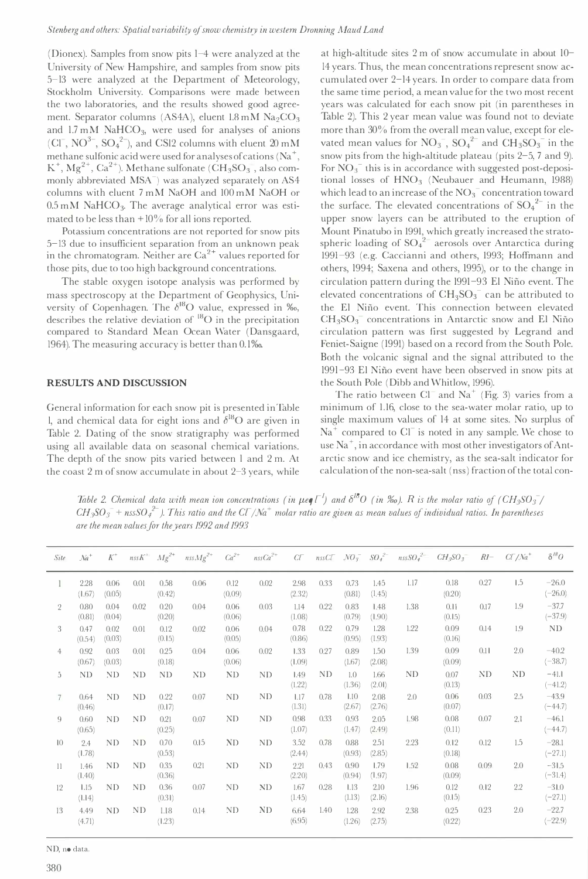(Dionex). Samples from snow pits 1–4 were analyzed at the University of New Hampshire, and samples from snow pits 5–13 were analyzed at the Department of Meteorology, Stockholm University. Comparisons were made between the two laboratories, and the results showed good agreement. Separator columns (AS4A), eluent 1.8 mM $Na_2CO_3$ and 1.7 mM $NaHCO_3$, were used for analyses of anions ($Cl^-$, $NO_3^-$, $SO_4^{2-}$), and CS12 columns with eluent 20 mM methane sulfonic acid were used for analyses of cations ($Na^+$, $K^+$, $Mg^{2+}$, $Ca^{2+}$). Methane sulfonate ($CH_3SO_3^-$, also commonly abbreviated $MSA^-$) was analyzed separately on AS4 columns with eluent 7 mM NaOH and 100 mM NaOH or 0.5 mM $NaHCO_3$. The average analytical error was estimated to be less than +10% for all ions reported.

Potassium concentrations are not reported for snow pits 5–13 due to insufficient separation from an unknown peak in the chromatogram. Neither are $Ca^{2+}$ values reported for those pits, due to too high background concentrations.

The stable oxygen isotope analysis was performed by mass spectroscopy at the Department of Geophysics, University of Copenhagen. The $\delta^{18}O$ value, expressed in ‰, describes the relative deviation of $^{18}O$ in the precipitation compared to Standard Mean Ocean Water (Dansgaard, 1964). The measuring accuracy is better than 0.1‰.

## RESULTS AND DISCUSSION

General information for each snow pit is presented in Table 1, and chemical data for eight ions and $\delta^{18}O$ are given in Table 2. Dating of the snow stratigraphy was performed using all available data on seasonal chemical variations. The depth of the snow pits varied between 1 and 2 m. At the coast 2 m of snow accumulate in about 2–3 years, while at high-altitude sites 2 m of snow accumulate in about 10–14 years. Thus, the mean concentrations represent snow accumulated over 2–14 years. In order to compare data from the same time period, a mean value for the two most recent years was calculated for each snow pit (in parentheses in Table 2). This 2 year mean value was found not to deviate more than 30% from the overall mean value, except for elevated mean values for $NO_3^-$, $SO_4^{2-}$ and $CH_3SO_3^-$ in the snow pits from the high-altitude plateau (pits 2–5, 7 and 9). For $NO_3^-$ this is in accordance with suggested post-depositional losses of $HNO_3$ (Neubauer and Heumann, 1988) which lead to an increase of the $NO_3^-$ concentration toward the surface. The elevated concentrations of $SO_4^{2-}$ in the upper snow layers can be attributed to the eruption of Mount Pinatubo in 1991, which greatly increased the stratospheric loading of $SO_4^{2-}$ aerosols over Antarctica during 1991–93 (e.g. Caccianni and others, 1993; Hoffmann and others, 1994; Saxena and others, 1995), or to the change in circulation pattern during the 1991–93 El Niño event. The elevated concentrations of $CH_3SO_3^-$ can be attributed to the El Niño event. This connection between elevated $CH_3SO_3^-$ concentrations in Antarctic snow and El Niño circulation pattern was first suggested by Legrand and Feniet-Saigne (1991) based on a record from the South Pole. Both the volcanic signal and the signal attributed to the 1991–93 El Niño event have been observed in snow pits at the South Pole (Dibb and Whitlow, 1996).

The ratio between $Cl^-$ and $Na^+$ (Fig. 3) varies from a minimum of 1.16, close to the sea-water molar ratio, up to single maximum values of 14 at some sites. No surplus of $Na^+$ compared to $Cl^-$ is noted in any sample. We chose to use $Na^+$, in accordance with most other investigators of Antarctic snow and ice chemistry, as the sea-salt indicator for calculation of the non-sea-salt (nss) fraction of the total con-

*Table 2. Chemical data with mean ion concentrations (in $\mu eq\,l^{-1}$) and $\delta^{18}O$ (in ‰). R is the molar ratio of ($CH_3SO_3^-$/ $CH_3SO_3^-$ + $nssSO_4^{2-}$). This ratio and the $Cl^-/Na^+$ molar ratio are given as mean values of individual ratios. In parentheses are the mean values for the years 1992 and 1993*

| Site | $Na^+$ | $K^+$ | $nssK^+$ | $Mg^{2+}$ | $nssMg^{2+}$ | $Ca^{2+}$ | $nssCa^{2+}$ | $Cl^-$ | $nssCl^-$ | $NO_3^-$ | $SO_4^{2-}$ | $nssSO_4^{2-}$ | $CH_3SO_3^-$ | R | $Cl^-/Na^+$ | $\delta^{18}O$ |
|---|---|---|---|---|---|---|---|---|---|---|---|---|---|---|---|---|
| 1 | 2.28 (1.67) | 0.06 (0.05) | 0.01 | 0.58 (0.42) | 0.06 | 0.12 (0.09) | 0.02 | 2.98 (2.32) | 0.33 | 0.73 (0.81) | 1.45 (1.45) | 1.17 | 0.18 (0.20) | 0.27 | 1.5 | −26.0 (−26.0) |
| 2 | 0.80 (0.81) | 0.04 (0.04) | 0.02 | 0.20 (0.20) | 0.04 | 0.06 (0.06) | 0.03 | 1.14 (1.08) | 0.22 | 0.83 (0.79) | 1.48 (1.90) | 1.38 | 0.11 (0.15) | 0.17 | 1.9 | −37.7 (−37.9) |
| 3 | 0.47 (0.54) | 0.02 (0.03) | 0.01 | 0.12 (0.15) | 0.02 | 0.06 (0.05) | 0.04 | 0.78 (0.86) | 0.22 | 0.79 (0.95) | 1.28 (1.93) | 1.22 | 0.09 (0.16) | 0.14 | 1.9 | ND |
| 4 | 0.92 (0.67) | 0.03 (0.03) | 0.01 | 0.25 (0.18) | 0.04 | 0.06 (0.06) | 0.02 | 1.33 (1.09) | 0.27 | 0.89 (1.67) | 1.50 (2.08) | 1.39 | 0.09 (0.09) | 0.11 | 2.0 | −40.2 (−38.7) |
| 5 | ND | ND | ND | ND | ND | ND | ND | 1.49 (1.22) | ND | 1.0 (1.36) | 1.66 (2.01) | ND | 0.07 (0.13) | ND | ND | −41.1 (−41.2) |
| 7 | 0.64 (0.46) | ND | ND | 0.22 (0.17) | 0.07 | ND | ND | 1.17 (1.31) | 0.78 | 1.10 (2.67) | 2.08 (2.76) | 2.0 | 0.06 (0.07) | 0.03 | 2.5 | −43.9 (−44.7) |
| 9 | 0.60 (0.65) | ND | ND | 0.21 (0.25) | 0.07 | ND | ND | 0.98 (1.07) | 0.33 | 0.93 (1.47) | 2.05 (2.49) | 1.98 | 0.08 (0.11) | 0.07 | 2.1 | −46.1 (−44.7) |
| 10 | 2.4 (1.78) | ND | ND | 0.70 (0.53) | 0.15 | ND | ND | 3.52 (2.44) | 0.78 | 0.88 (0.93) | 2.51 (2.85) | 2.23 | 0.12 (0.18) | 0.12 | 1.5 | −28.1 (−27.1) |
| 11 | 1.46 (1.40) | ND | ND | 0.35 (0.36) | 0.21 | ND | ND | 2.21 (2.20) | 0.43 | 0.90 (0.94) | 1.79 (1.97) | 1.52 | 0.08 (0.09) | 0.09 | 2.0 | −31.5 (−31.4) |
| 12 | 1.15 (1.14) | ND | ND | 0.36 (0.31) | 0.07 | ND | ND | 1.67 (1.45) | 0.28 | 1.13 (1.13) | 2.10 (2.16) | 1.96 | 0.12 (0.15) | 0.12 | 2.2 | −31.0 (−27.1) |
| 13 | 4.49 (4.71) | ND | ND | 1.18 (1.23) | 0.14 | ND | ND | 6.64 (6.95) | 1.40 | 1.28 (1.26) | 2.92 (2.75) | 2.38 | 0.25 (0.22) | 0.23 | 2.0 | −22.7 (−22.9) |

ND, no data.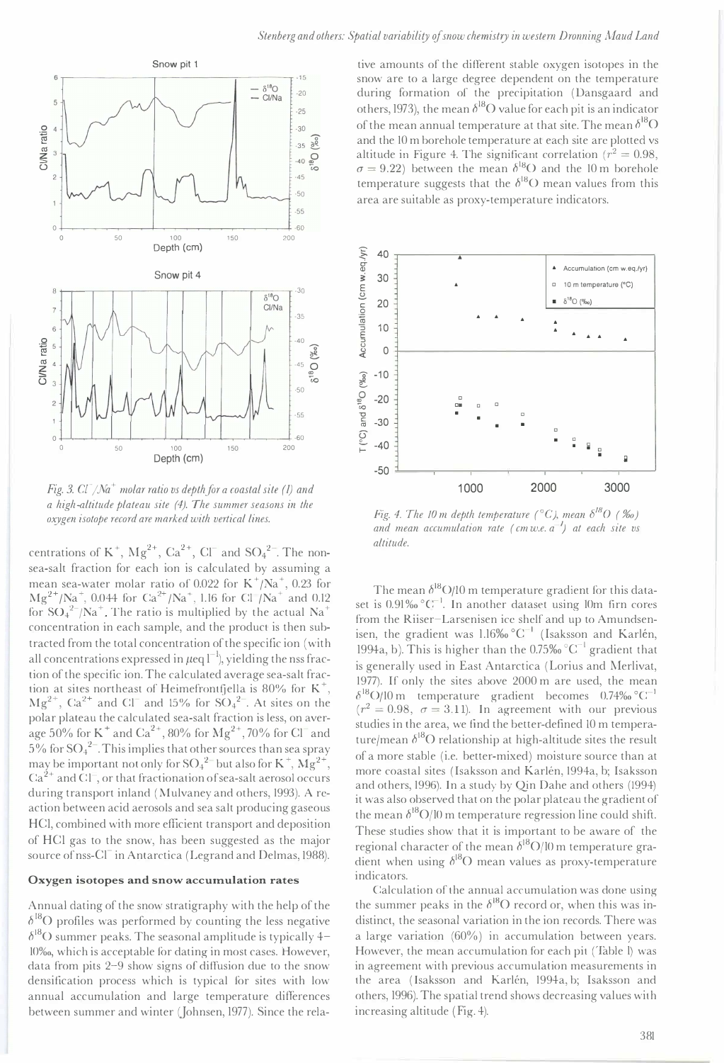*Fig. 3. $Cl^-/Na^+$ molar ratio vs depth for a coastal site (1) and a high-altitude plateau site (4). The summer seasons in the oxygen isotope record are marked with vertical lines.*

centrations of $K^+$, $Mg^{2+}$, $Ca^{2+}$, $Cl^-$ and $SO_4^{2-}$. The non-sea-salt fraction for each ion is calculated by assuming a mean sea-water molar ratio of 0.022 for $K^+/Na^+$, 0.23 for $Mg^{2+}/Na^+$, 0.044 for $Ca^{2+}/Na^+$, 1.16 for $Cl^-/Na^+$ and 0.12 for $SO_4^{2-}/Na^+$. The ratio is multiplied by the actual $Na^+$ concentration in each sample, and the product is then subtracted from the total concentration of the specific ion (with all concentrations expressed in $\mu eq\, l^{-1}$), yielding the nss fraction of the specific ion. The calculated average sea-salt fraction at sites northeast of Heimefrontfjella is 80% for $K^+$, $Mg^{2+}$, $Ca^{2+}$ and $Cl^-$ and 15% for $SO_4^{2-}$. At sites on the polar plateau the calculated sea-salt fraction is less, on average 50% for $K^+$ and $Ca^{2+}$, 80% for $Mg^{2+}$, 70% for $Cl^-$ and 5% for $SO_4^{2-}$. This implies that other sources than sea spray may be important not only for $SO_4^{2-}$ but also for $K^+$, $Mg^{2+}$, $Ca^{2+}$ and $Cl^-$, or that fractionation of sea-salt aerosol occurs during transport inland (Mulvaney and others, 1993). A reaction between acid aerosols and sea salt producing gaseous HCl, combined with more efficient transport and deposition of HCl gas to the snow, has been suggested as the major source of nss-$Cl^-$ in Antarctica (Legrand and Delmas, 1988).

### Oxygen isotopes and snow accumulation rates

Annual dating of the snow stratigraphy with the help of the $\delta^{18}O$ profiles was performed by counting the less negative $\delta^{18}O$ summer peaks. The seasonal amplitude is typically 4–10‰, which is acceptable for dating in most cases. However, data from pits 2–9 show signs of diffusion due to the snow densification process which is typical for sites with low annual accumulation and large temperature differences between summer and winter (Johnsen, 1977). Since the relative amounts of the different stable oxygen isotopes in the snow are to a large degree dependent on the temperature during formation of the precipitation (Dansgaard and others, 1973), the mean $\delta^{18}O$ value for each pit is an indicator of the mean annual temperature at that site. The mean $\delta^{18}O$ and the 10 m borehole temperature at each site are plotted vs altitude in Figure 4. The significant correlation ($r^2 = 0.98$, $\sigma = 9.22$) between the mean $\delta^{18}O$ and the 10 m borehole temperature suggests that the $\delta^{18}O$ mean values from this area are suitable as proxy-temperature indicators.

*Fig. 4. The 10 m depth temperature (°C), mean $\delta^{18}O$ (‰) and mean accumulation rate (cm w.e. $a^{-1}$) at each site vs altitude.*

The mean $\delta^{18}O$/10 m temperature gradient for this dataset is 0.91‰ $°C^{-1}$. In another dataset using 10 m firn cores from the Riiser-Larsenisen ice shelf and up to Amundsenisen, the gradient was 1.16‰ $°C^{-1}$ (Isaksson and Karlén, 1994a, b). This is higher than the 0.75‰ $°C^{-1}$ gradient that is generally used in East Antarctica (Lorius and Merlivat, 1977). If only the sites above 2000 m are used, the mean $\delta^{18}O$/10 m temperature gradient becomes 0.74‰ $°C^{-1}$ ($r^2 = 0.98$, $\sigma = 3.11$). In agreement with our previous studies in the area, we find the better-defined 10 m temperature/mean $\delta^{18}O$ relationship at high-altitude sites the result of a more stable (i.e. better-mixed) moisture source than at more coastal sites (Isaksson and Karlén, 1994a, b; Isaksson and others, 1996). In a study by Qin Dahe and others (1994) it was also observed that on the polar plateau the gradient of the mean $\delta^{18}O$/10 m temperature regression line could shift. These studies show that it is important to be aware of the regional character of the mean $\delta^{18}O$/10 m temperature gradient when using $\delta^{18}O$ mean values as proxy-temperature indicators.

Calculation of the annual accumulation was done using the summer peaks in the $\delta^{18}O$ record or, when this was indistinct, the seasonal variation in the ion records. There was a large variation (60%) in accumulation between years. However, the mean accumulation for each pit (Table 1) was in agreement with previous accumulation measurements in the area (Isaksson and Karlén, 1994a, b; Isaksson and others, 1996). The spatial trend shows decreasing values with increasing altitude (Fig. 4).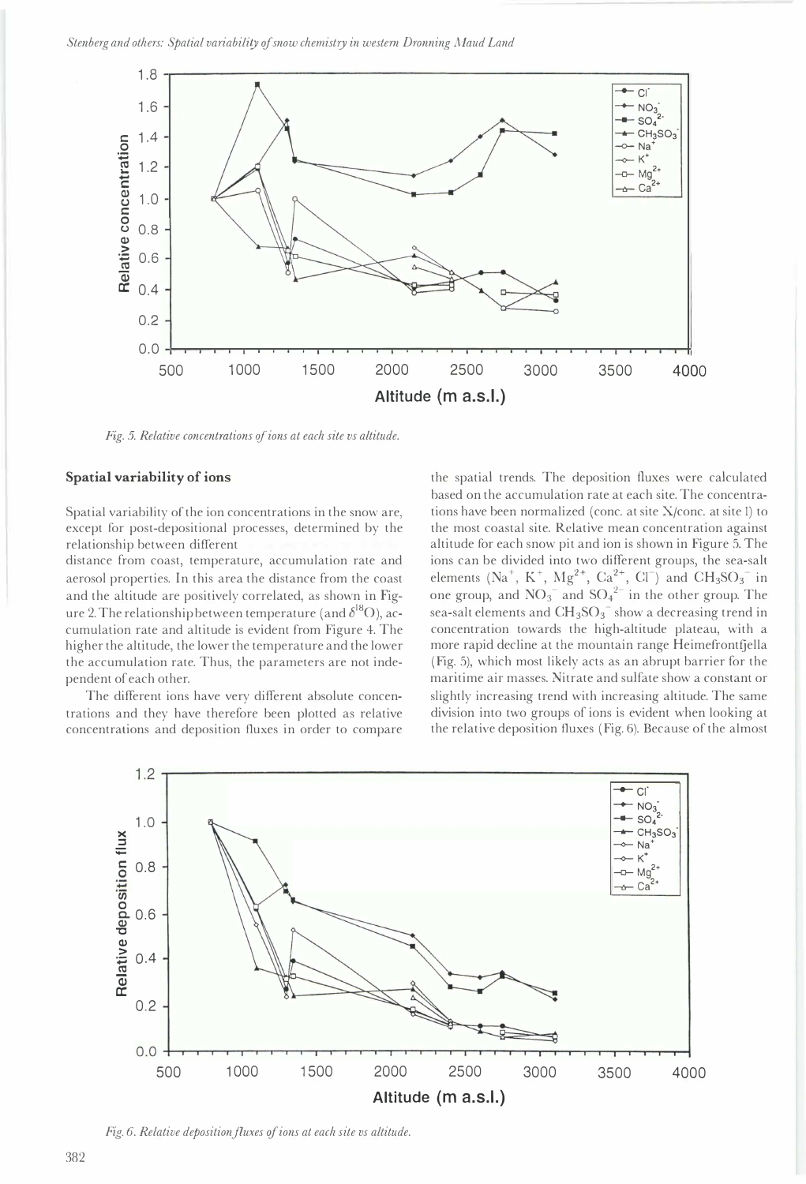*Fig. 5. Relative concentrations of ions at each site vs altitude.*

### Spatial variability of ions

Spatial variability of the ion concentrations in the snow are, except for post-depositional processes, determined by the relationship between different distance from coast, temperature, accumulation rate and aerosol properties. In this area the distance from the coast and the altitude are positively correlated, as shown in Figure 2. The relationship between temperature (and $\delta^{18}O$), accumulation rate and altitude is evident from Figure 4. The higher the altitude, the lower the temperature and the lower the accumulation rate. Thus, the parameters are not independent of each other.

The different ions have very different absolute concentrations and they have therefore been plotted as relative concentrations and deposition fluxes in order to compare the spatial trends. The deposition fluxes were calculated based on the accumulation rate at each site. The concentrations have been normalized (conc. at site X/conc. at site 1) to the most coastal site. Relative mean concentration against altitude for each snow pit and ion is shown in Figure 5. The ions can be divided into two different groups, the sea-salt elements ($Na^+$, $K^+$, $Mg^{2+}$, $Ca^{2+}$, $Cl^-$) and $CH_3SO_3^-$ in one group, and $NO_3^-$ and $SO_4^{2-}$ in the other group. The sea-salt elements and $CH_3SO_3^-$ show a decreasing trend in concentration towards the high-altitude plateau, with a more rapid decline at the mountain range Heimefrontfjella (Fig. 5), which most likely acts as an abrupt barrier for the maritime air masses. Nitrate and sulfate show a constant or slightly increasing trend with increasing altitude. The same division into two groups of ions is evident when looking at the relative deposition fluxes (Fig. 6). Because of the almost

*Fig. 6. Relative deposition fluxes of ions at each site vs altitude.*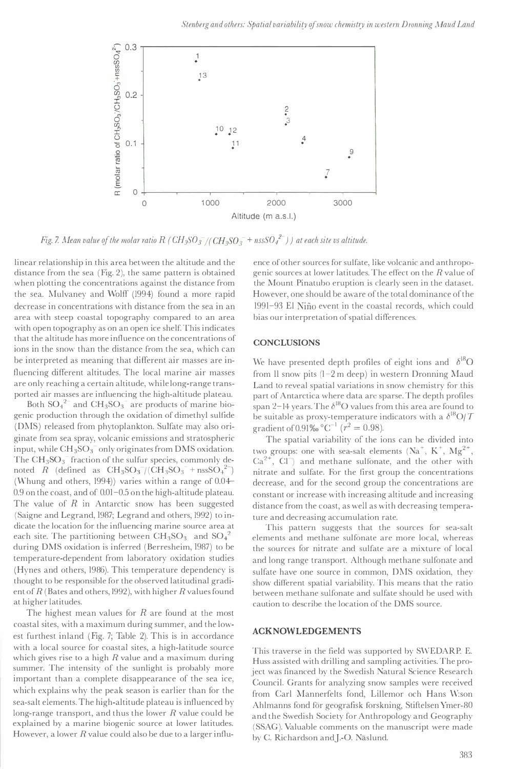Fig. 7. Mean value of the molar ratio $R$ ( $CH_3SO_3^-/(CH_3SO_3^- + nssSO_4^{2-})$ ) at each site vs altitude.

linear relationship in this area between the altitude and the distance from the sea (Fig. 2), the same pattern is obtained when plotting the concentrations against the distance from the sea. Mulvaney and Wolff (1994) found a more rapid decrease in concentrations with distance from the sea in an area with steep coastal topography compared to an area with open topography as on an open ice shelf. This indicates that the altitude has more influence on the concentrations of ions in the snow than the distance from the sea, which can be interpreted as meaning that different air masses are influencing different altitudes. The local marine air masses are only reaching a certain altitude, while long-range transported air masses are influencing the high-altitude plateau.

Both $SO_4^{2-}$ and $CH_3SO_3^-$ are products of marine biogenic production through the oxidation of dimethyl sulfide (DMS) released from phytoplankton. Sulfate may also originate from sea spray, volcanic emissions and stratospheric input, while $CH_3SO_3^-$ only originates from DMS oxidation. The $CH_3SO_3^-$ fraction of the sulfur species, commonly denoted $R$ (defined as $CH_3SO_3^-/(CH_3SO_3^- + nssSO_4^{2-})$ (Whung and others, 1994)) varies within a range of 0.04–0.9 on the coast, and of 0.01–0.5 on the high-altitude plateau. The value of $R$ in Antarctic snow has been suggested (Saigne and Legrand, 1987; Legrand and others, 1992) to indicate the location for the influencing marine source area at each site. The partitioning between $CH_3SO_3^-$ and $SO_4^{2-}$ during DMS oxidation is inferred (Berresheim, 1987) to be temperature-dependent from laboratory oxidation studies (Hynes and others, 1986). This temperature dependency is thought to be responsible for the observed latitudinal gradient of $R$ (Bates and others, 1992), with higher $R$ values found at higher latitudes.

The highest mean values for $R$ are found at the most coastal sites, with a maximum during summer, and the lowest furthest inland (Fig. 7; Table 2). This is in accordance with a local source for coastal sites, a high-latitude source which gives rise to a high $R$ value and a maximum during summer. The intensity of the sunlight is probably more important than a complete disappearance of the sea ice, which explains why the peak season is earlier than for the sea-salt elements. The high-altitude plateau is influenced by long-range transport, and thus the lower $R$ value could be explained by a marine biogenic source at lower latitudes. However, a lower $R$ value could also be due to a larger influence of other sources for sulfate, like volcanic and anthropogenic sources at lower latitudes. The effect on the $R$ value of the Mount Pinatubo eruption is clearly seen in the dataset. However, one should be aware of the total dominance of the 1991–93 El Niño event in the coastal records, which could bias our interpretation of spatial differences.

## CONCLUSIONS

We have presented depth profiles of eight ions and $\delta^{18}O$ from 11 snow pits (1–2 m deep) in western Dronning Maud Land to reveal spatial variations in snow chemistry for this part of Antarctica where data are sparse. The depth profiles span 2–14 years. The $\delta^{18}O$ values from this area are found to be suitable as proxy-temperature indicators with a $\delta^{18}O/T$ gradient of 0.91‰ °C$^{-1}$ ($r^2 = 0.98$).

The spatial variability of the ions can be divided into two groups: one with sea-salt elements ($Na^+$, $K^+$, $Mg^{2+}$, $Ca^{2+}$, $Cl^-$) and methane sulfonate, and the other with nitrate and sulfate. For the first group the concentrations decrease, and for the second group the concentrations are constant or increase with increasing altitude and increasing distance from the coast, as well as with decreasing temperature and decreasing accumulation rate.

This pattern suggests that the sources for sea-salt elements and methane sulfonate are more local, whereas the sources for nitrate and sulfate are a mixture of local and long range transport. Although methane sulfonate and sulfate have one source in common, DMS oxidation, they show different spatial variability. This means that the ratio between methane sulfonate and sulfate should be used with caution to describe the location of the DMS source.

## ACKNOWLEDGEMENTS

This traverse in the field was supported by SWEDARP. E. Huss assisted with drilling and sampling activities. The project was financed by the Swedish Natural Science Research Council. Grants for analyzing snow samples were received from Carl Mannerfelts fond, Lillemor och Hans W:son Ahlmanns fond för geografisk forskning, Stiftelsen Ymer-80 and the Swedish Society for Anthropology and Geography (SSAG). Valuable comments on the manuscript were made by C. Richardson and J.-O. Näslund.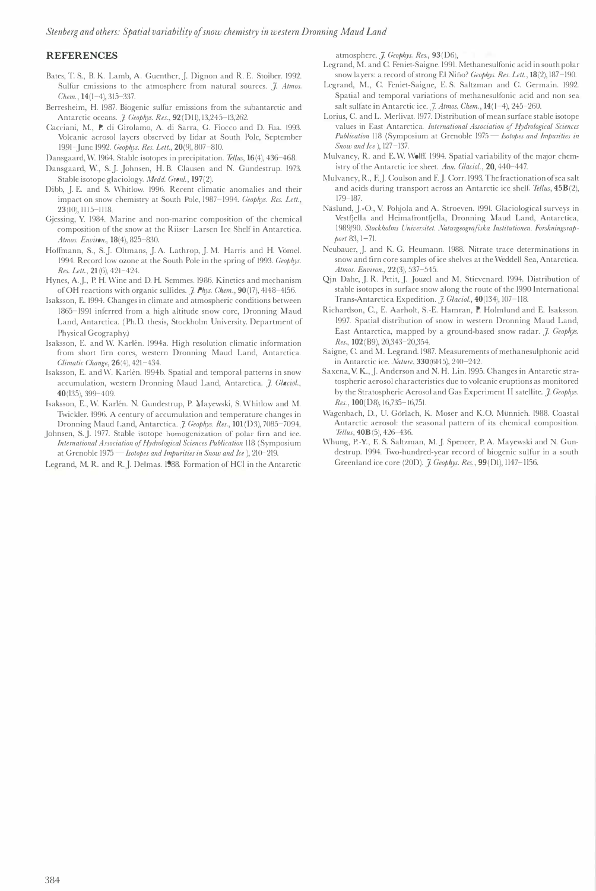## REFERENCES

Bates, T. S., B. K. Lamb, A. Guenther, J. Dignon and R. E. Stoiber. 1992. Sulfur emissions to the atmosphere from natural sources. *J. Atmos. Chem.*, **14**(1–4), 315–337.

Berresheim, H. 1987. Biogenic sulfur emissions from the subantarctic and Antarctic oceans. *J. Geophys. Res.*, **92**(D11), 13,245–13,262.

Cacciani, M., P. di Girolamo, A. di Sarra, G. Fiocco and D. Fua. 1993. Volcanic aerosol layers observed by lidar at South Pole, September 1991–June 1992. *Geophys. Res. Lett.*, **20**(9), 807–810.

Dansgaard, W. 1964. Stable isotopes in precipitation. *Tellus*, **16**(4), 436–468.

Dansgaard, W., S. J. Johnsen, H. B. Clausen and N. Gundestrup. 1973. Stable isotope glaciology. *Medd. Grønl.*, **197**(2).

Dibb, J. E. and S. Whitlow. 1996. Recent climatic anomalies and their impact on snow chemistry at South Pole, 1987–1994. *Geophys. Res. Lett.*, **23**(10), 1115–1118.

Gjessing, Y. 1984. Marine and non-marine composition of the chemical composition of the snow at the Riiser-Larsen Ice Shelf in Antarctica. *Atmos. Environ.*, **18**(4), 825–830.

Hoffmann, S., S. J. Oltmans, J. A. Lathrop, J. M. Harris and H. Vömel. 1994. Record low ozone at the South Pole in the spring of 1993. *Geophys. Res. Lett.*, **21**(6), 421–424.

Hynes, A. J., P. H. Wine and D. H. Semmes. 1986. Kinetics and mechanism of OH reactions with organic sulfides. *J. Phys. Chem.*, **90**(17), 4148–4156.

Isaksson, E. 1994. Changes in climate and atmospheric conditions between 1865–1991 inferred from a high altitude snow core, Dronning Maud Land, Antarctica. (Ph.D. thesis, Stockholm University. Department of Physical Geography.)

Isaksson, E. and W. Karlén. 1994a. High resolution climatic information from short firn cores, western Dronning Maud Land, Antarctica. *Climatic Change*, **26**(4), 421–434.

Isaksson, E. and W. Karlén. 1994b. Spatial and temporal patterns in snow accumulation, western Dronning Maud Land, Antarctica. *J. Glaciol.*, **40**(135), 399–409.

Isaksson, E., W. Karlén, N. Gundestrup, P. Mayewski, S. Whitlow and M. Twickler. 1996. A century of accumulation and temperature changes in Dronning Maud Land, Antarctica. *J. Geophys. Res.*, **101**(D3), 7085–7094.

Johnsen, S. J. 1977. Stable isotope homogenization of polar firn and ice. *International Association of Hydrological Sciences Publication* 118 (Symposium at Grenoble 1975 — *Isotopes and Impurities in Snow and Ice*), 210–219.

Legrand, M. R. and R. J. Delmas. 1988. Formation of HCl in the Antarctic atmosphere. *J. Geophys. Res.*, **93**(D6),

Legrand, M. and C. Feniet-Saigne. 1991. Methanesulfonic acid in south polar snow layers: a record of strong El Niño? *Geophys. Res. Lett.*, **18**(2), 187–190.

Legrand, M., C. Feniet-Saigne, E. S. Saltzman and C. Germain. 1992. Spatial and temporal variations of methanesulfonic acid and non sea salt sulfate in Antarctic ice. *J. Atmos. Chem.*, **14**(1–4), 245–260.

Lorius, C. and L. Merlivat. 1977. Distribution of mean surface stable isotope values in East Antarctica. *International Association of Hydrological Sciences Publication* 118 (Symposium at Grenoble 1975 — *Isotopes and Impurities in Snow and Ice*), 127–137.

Mulvaney, R. and E. W. Wolff. 1994. Spatial variability of the major chemistry of the Antarctic ice sheet. *Ann. Glaciol.*, **20**, 440–447.

Mulvaney, R., F. J. Coulson and F. J. Corr. 1993. The fractionation of sea salt and acids during transport across an Antarctic ice shelf. *Tellus*, **45B**(2), 179–187.

Naslund, J.-O., V. Pohjola and A. Stroeven. 1991. Glaciological surveys in Vestfjella and Heimafrontfjella, Dronning Maud Land, Antarctica, 1989/90. *Stockholms Universitet. Naturgeografiska Institutionen. Forskningsrapport* 83, 1–71.

Neubauer, J. and K. G. Heumann. 1988. Nitrate trace determinations in snow and firn core samples of ice shelves at the Weddell Sea, Antarctica. *Atmos. Environ.*, **22**(3), 537–545.

Qin Dahe, J. R. Petit, J. Jouzel and M. Stievenard. 1994. Distribution of stable isotopes in surface snow along the route of the 1990 International Trans-Antarctica Expedition. *J. Glaciol.*, **40**(134), 107–118.

Richardson, C., E. Aarholt, S.-E. Hamran, P. Holmlund and E. Isaksson. 1997. Spatial distribution of snow in western Dronning Maud Land, East Antarctica, mapped by a ground-based snow radar. *J. Geophys. Res.*, **102**(B9), 20,343–20,354.

Saigne, C. and M. Legrand. 1987. Measurements of methanesulphonic acid in Antarctic ice. *Nature*, **330**(6145), 240–242.

Saxena, V. K., J. Anderson and N. H. Lin. 1995. Changes in Antarctic stratospheric aerosol characteristics due to volcanic eruptions as monitored by the Stratospheric Aerosol and Gas Experiment II satellite. *J. Geophys. Res.*, **100**(D8), 16,735–16,751.

Wagenbach, D., U. Görlach, K. Moser and K.O. Münnich. 1988. Coastal Antarctic aerosol: the seasonal pattern of its chemical composition. *Tellus*, **40B**(5), 426–436.

Whung, P.-Y., E. S. Saltzman, M. J. Spencer, P. A. Mayewski and N. Gundestrup. 1994. Two-hundred-year record of biogenic sulfur in a south Greenland ice core (20D). *J. Geophys. Res.*, **99**(D1), 1147–1156.